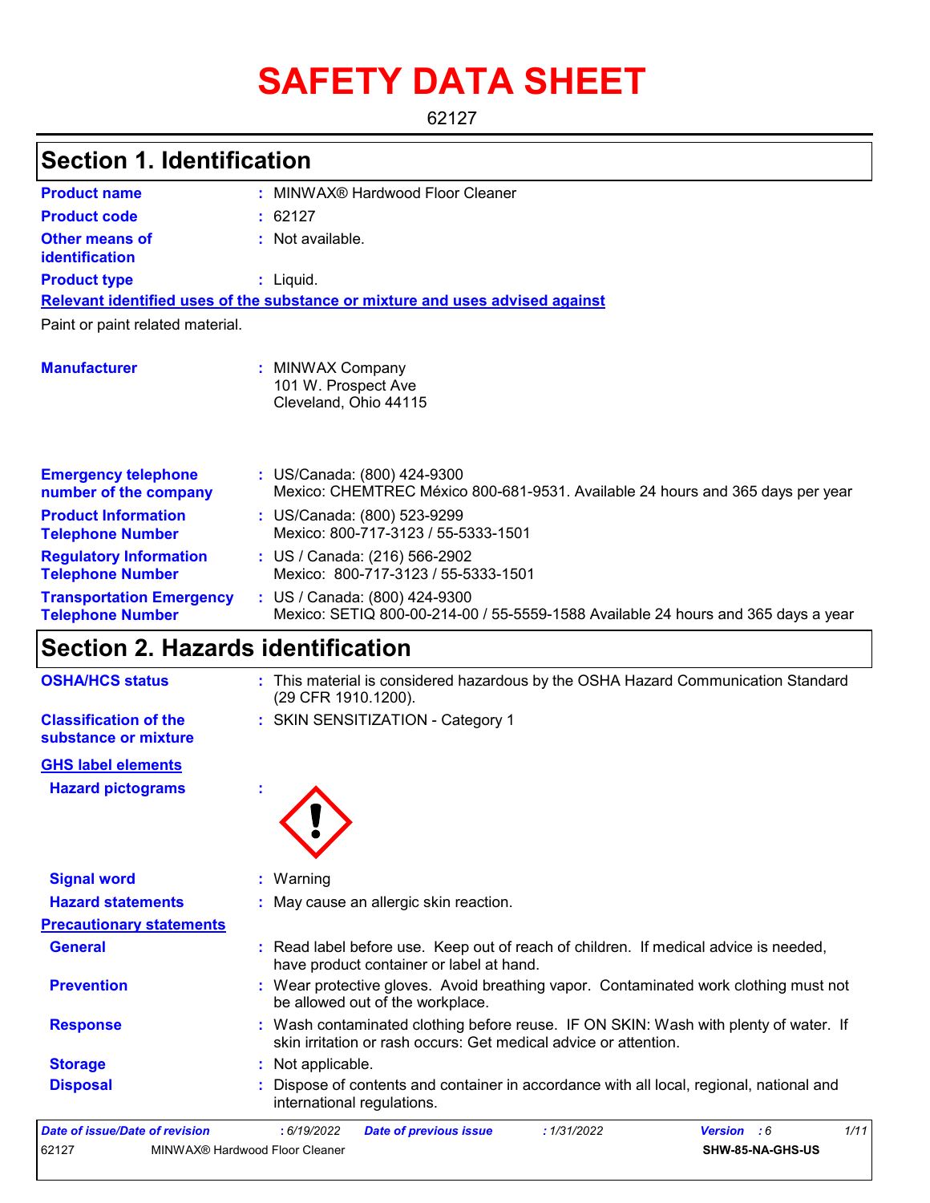# SAFETY DATA SHEET

62127

## Section 1. Identification

| | | |
|---|---|---|
| **Product name** | : | MINWAX® Hardwood Floor Cleaner |
| **Product code** | : | 62127 |
| **Other means of identification** | : | Not available. |
| **Product type** | : | Liquid. |

**Relevant identified uses of the substance or mixture and uses advised against**

Paint or paint related material.

| | | |
|---|---|---|
| **Manufacturer** | : | MINWAX Company<br>101 W. Prospect Ave<br>Cleveland, Ohio 44115 |
| **Emergency telephone number of the company** | : | US/Canada: (800) 424-9300<br>Mexico: CHEMTREC México 800-681-9531. Available 24 hours and 365 days per year |
| **Product Information Telephone Number** | : | US/Canada: (800) 523-9299<br>Mexico: 800-717-3123 / 55-5333-1501 |
| **Regulatory Information Telephone Number** | : | US / Canada: (216) 566-2902<br>Mexico: 800-717-3123 / 55-5333-1501 |
| **Transportation Emergency Telephone Number** | : | US / Canada: (800) 424-9300<br>Mexico: SETIQ 800-00-214-00 / 55-5559-1588 Available 24 hours and 365 days a year |

## Section 2. Hazards identification

| | | |
|---|---|---|
| **OSHA/HCS status** | : | This material is considered hazardous by the OSHA Hazard Communication Standard (29 CFR 1910.1200). |
| **Classification of the substance or mixture** | : | SKIN SENSITIZATION - Category 1 |

**GHS label elements**

| | | |
|---|---|---|
| **Hazard pictograms** | : | |
| **Signal word** | : | Warning |
| **Hazard statements** | : | May cause an allergic skin reaction. |

**Precautionary statements**

| | | |
|---|---|---|
| **General** | : | Read label before use. Keep out of reach of children. If medical advice is needed, have product container or label at hand. |
| **Prevention** | : | Wear protective gloves. Avoid breathing vapor. Contaminated work clothing must not be allowed out of the workplace. |
| **Response** | : | Wash contaminated clothing before reuse. IF ON SKIN: Wash with plenty of water. If skin irritation or rash occurs: Get medical advice or attention. |
| **Storage** | : | Not applicable. |
| **Disposal** | : | Dispose of contents and container in accordance with all local, regional, national and international regulations. |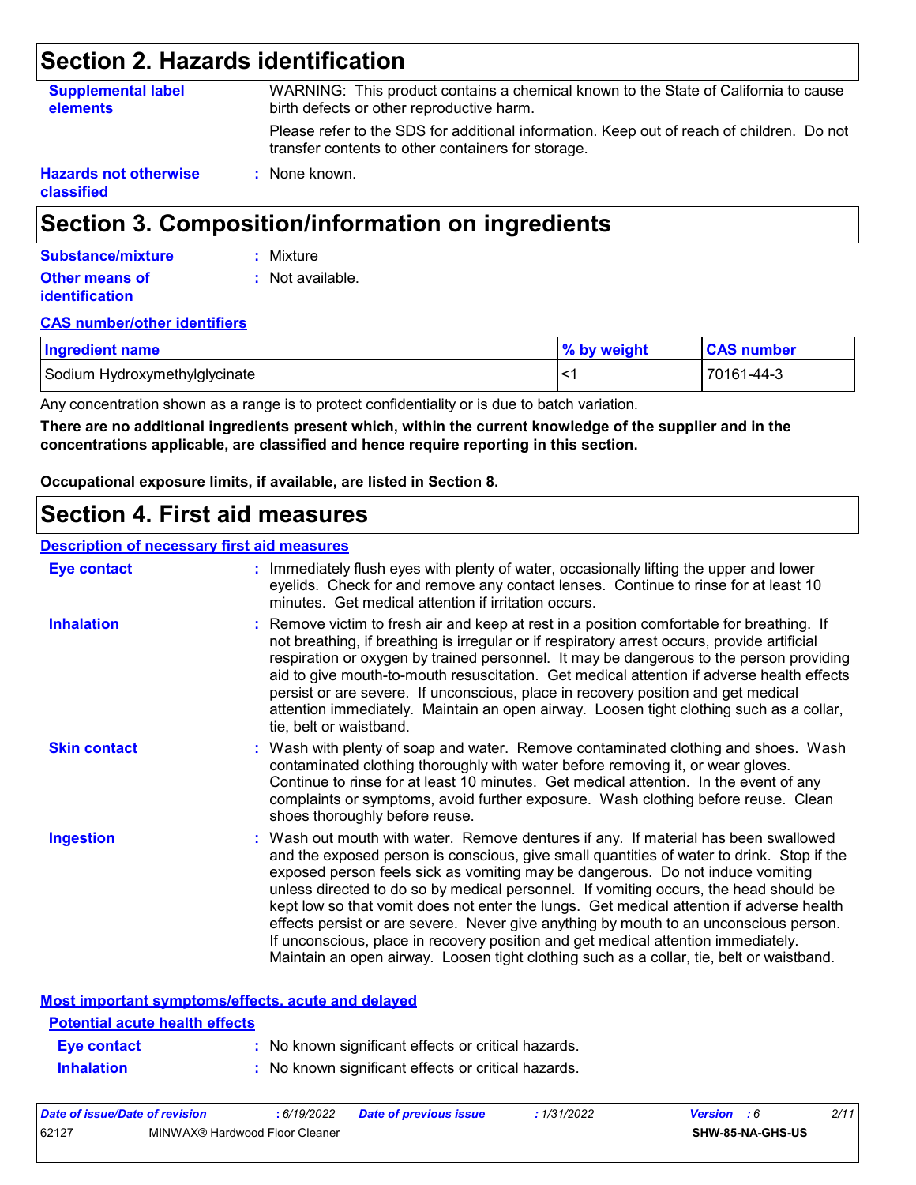# Section 2. Hazards identification

**Supplemental label elements**
: WARNING: This product contains a chemical known to the State of California to cause birth defects or other reproductive harm.

Please refer to the SDS for additional information. Keep out of reach of children. Do not transfer contents to other containers for storage.

**Hazards not otherwise classified** : None known.

# Section 3. Composition/information on ingredients

**Substance/mixture** : Mixture

**Other means of identification** : Not available.

**CAS number/other identifiers**

| Ingredient name | % by weight | CAS number |
|---|---|---|
| Sodium Hydroxymethylglycinate | <1 | 70161-44-3 |

Any concentration shown as a range is to protect confidentiality or is due to batch variation.

**There are no additional ingredients present which, within the current knowledge of the supplier and in the concentrations applicable, are classified and hence require reporting in this section.**

**Occupational exposure limits, if available, are listed in Section 8.**

# Section 4. First aid measures

**Description of necessary first aid measures**

**Eye contact** : Immediately flush eyes with plenty of water, occasionally lifting the upper and lower eyelids. Check for and remove any contact lenses. Continue to rinse for at least 10 minutes. Get medical attention if irritation occurs.

**Inhalation** : Remove victim to fresh air and keep at rest in a position comfortable for breathing. If not breathing, if breathing is irregular or if respiratory arrest occurs, provide artificial respiration or oxygen by trained personnel. It may be dangerous to the person providing aid to give mouth-to-mouth resuscitation. Get medical attention if adverse health effects persist or are severe. If unconscious, place in recovery position and get medical attention immediately. Maintain an open airway. Loosen tight clothing such as a collar, tie, belt or waistband.

**Skin contact** : Wash with plenty of soap and water. Remove contaminated clothing and shoes. Wash contaminated clothing thoroughly with water before removing it, or wear gloves. Continue to rinse for at least 10 minutes. Get medical attention. In the event of any complaints or symptoms, avoid further exposure. Wash clothing before reuse. Clean shoes thoroughly before reuse.

**Ingestion** : Wash out mouth with water. Remove dentures if any. If material has been swallowed and the exposed person is conscious, give small quantities of water to drink. Stop if the exposed person feels sick as vomiting may be dangerous. Do not induce vomiting unless directed to do so by medical personnel. If vomiting occurs, the head should be kept low so that vomit does not enter the lungs. Get medical attention if adverse health effects persist or are severe. Never give anything by mouth to an unconscious person. If unconscious, place in recovery position and get medical attention immediately. Maintain an open airway. Loosen tight clothing such as a collar, tie, belt or waistband.

**Most important symptoms/effects, acute and delayed**

**Potential acute health effects**

**Eye contact** : No known significant effects or critical hazards.

**Inhalation** : No known significant effects or critical hazards.

| Date of issue/Date of revision | : 6/19/2022 | Date of previous issue | : 1/31/2022 | Version : 6 |
|---|---|---|---|---|
| 62127 | MINWAX® Hardwood Floor Cleaner | | | SHW-85-NA-GHS-US |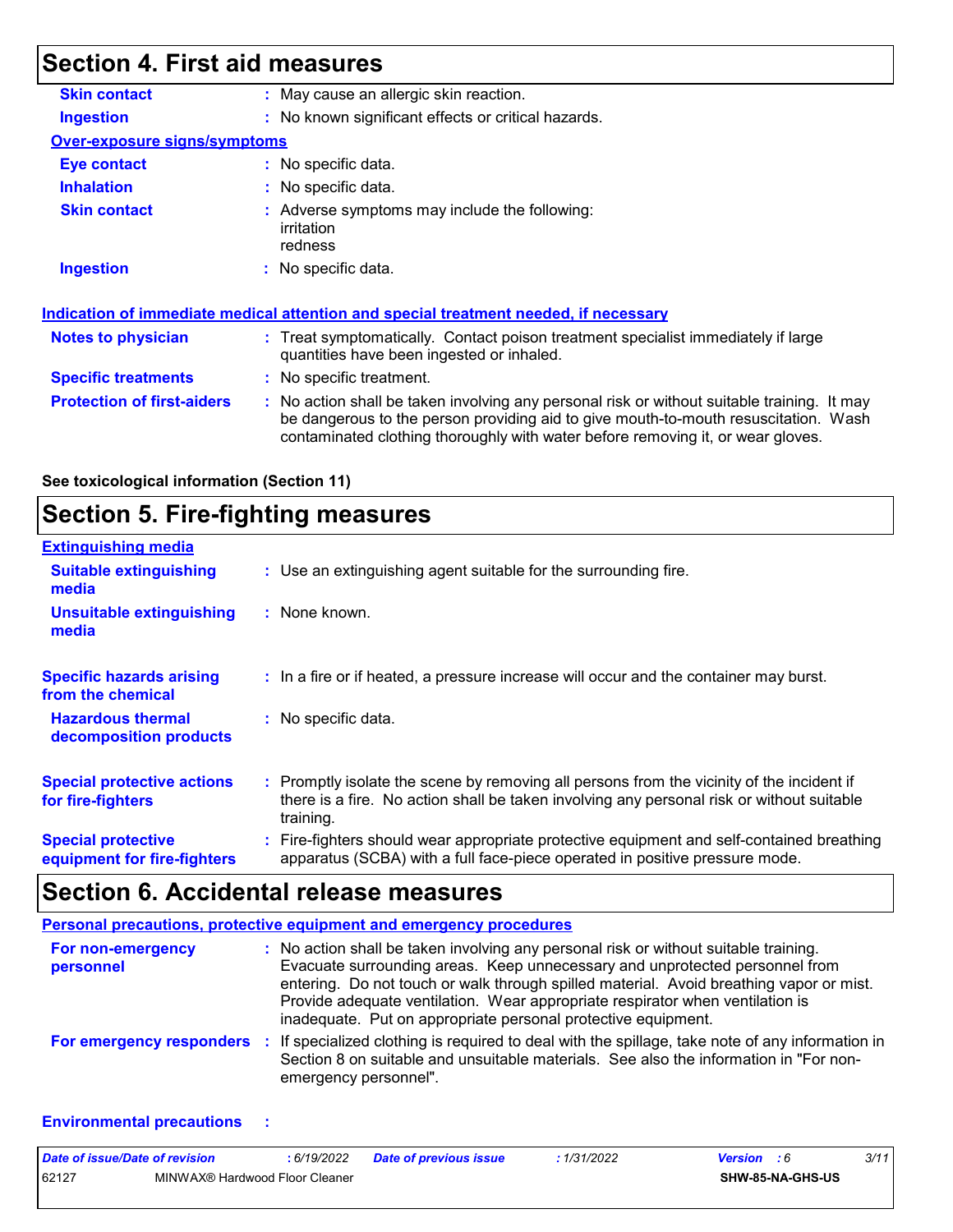## Section 4. First aid measures

| | |
|---|---|
| **Skin contact** | : May cause an allergic skin reaction. |
| **Ingestion** | : No known significant effects or critical hazards. |

**Over-exposure signs/symptoms**

| | |
|---|---|
| **Eye contact** | : No specific data. |
| **Inhalation** | : No specific data. |
| **Skin contact** | : Adverse symptoms may include the following: irritation redness |
| **Ingestion** | : No specific data. |

**Indication of immediate medical attention and special treatment needed, if necessary**

| | |
|---|---|
| **Notes to physician** | : Treat symptomatically. Contact poison treatment specialist immediately if large quantities have been ingested or inhaled. |
| **Specific treatments** | : No specific treatment. |
| **Protection of first-aiders** | : No action shall be taken involving any personal risk or without suitable training. It may be dangerous to the person providing aid to give mouth-to-mouth resuscitation. Wash contaminated clothing thoroughly with water before removing it, or wear gloves. |

**See toxicological information (Section 11)**

## Section 5. Fire-fighting measures

**Extinguishing media**

| | |
|---|---|
| **Suitable extinguishing media** | : Use an extinguishing agent suitable for the surrounding fire. |
| **Unsuitable extinguishing media** | : None known. |
| **Specific hazards arising from the chemical** | : In a fire or if heated, a pressure increase will occur and the container may burst. |
| **Hazardous thermal decomposition products** | : No specific data. |
| **Special protective actions for fire-fighters** | : Promptly isolate the scene by removing all persons from the vicinity of the incident if there is a fire. No action shall be taken involving any personal risk or without suitable training. |
| **Special protective equipment for fire-fighters** | : Fire-fighters should wear appropriate protective equipment and self-contained breathing apparatus (SCBA) with a full face-piece operated in positive pressure mode. |

## Section 6. Accidental release measures

**Personal precautions, protective equipment and emergency procedures**

| | |
|---|---|
| **For non-emergency personnel** | : No action shall be taken involving any personal risk or without suitable training. Evacuate surrounding areas. Keep unnecessary and unprotected personnel from entering. Do not touch or walk through spilled material. Avoid breathing vapor or mist. Provide adequate ventilation. Wear appropriate respirator when ventilation is inadequate. Put on appropriate personal protective equipment. |
| **For emergency responders** | : If specialized clothing is required to deal with the spillage, take note of any information in Section 8 on suitable and unsuitable materials. See also the information in "For non-emergency personnel". |

**Environmental precautions** :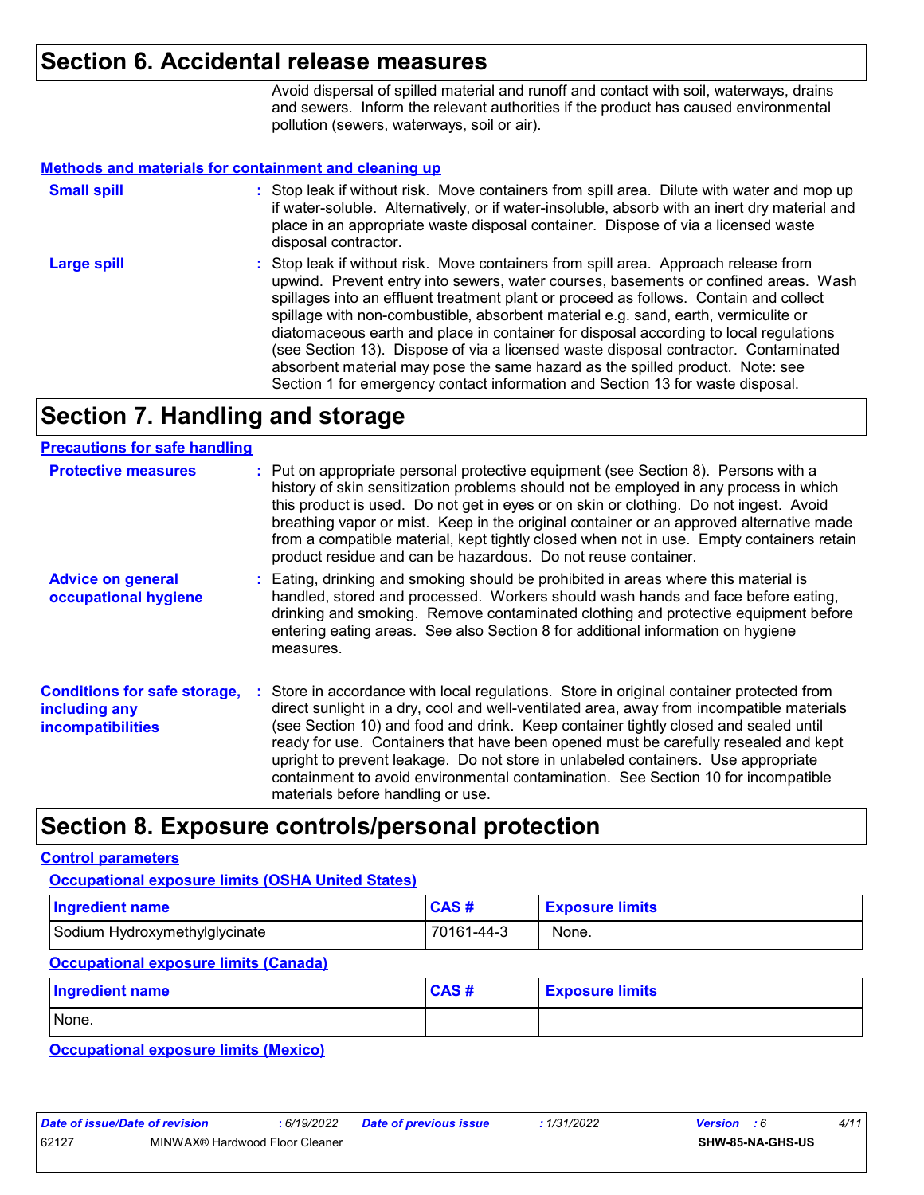## Section 6. Accidental release measures

Avoid dispersal of spilled material and runoff and contact with soil, waterways, drains and sewers. Inform the relevant authorities if the product has caused environmental pollution (sewers, waterways, soil or air).

### Methods and materials for containment and cleaning up

**Small spill** : Stop leak if without risk. Move containers from spill area. Dilute with water and mop up if water-soluble. Alternatively, or if water-insoluble, absorb with an inert dry material and place in an appropriate waste disposal container. Dispose of via a licensed waste disposal contractor.

**Large spill** : Stop leak if without risk. Move containers from spill area. Approach release from upwind. Prevent entry into sewers, water courses, basements or confined areas. Wash spillages into an effluent treatment plant or proceed as follows. Contain and collect spillage with non-combustible, absorbent material e.g. sand, earth, vermiculite or diatomaceous earth and place in container for disposal according to local regulations (see Section 13). Dispose of via a licensed waste disposal contractor. Contaminated absorbent material may pose the same hazard as the spilled product. Note: see Section 1 for emergency contact information and Section 13 for waste disposal.

## Section 7. Handling and storage

### Precautions for safe handling

**Protective measures** : Put on appropriate personal protective equipment (see Section 8). Persons with a history of skin sensitization problems should not be employed in any process in which this product is used. Do not get in eyes or on skin or clothing. Do not ingest. Avoid breathing vapor or mist. Keep in the original container or an approved alternative made from a compatible material, kept tightly closed when not in use. Empty containers retain product residue and can be hazardous. Do not reuse container.

**Advice on general occupational hygiene** : Eating, drinking and smoking should be prohibited in areas where this material is handled, stored and processed. Workers should wash hands and face before eating, drinking and smoking. Remove contaminated clothing and protective equipment before entering eating areas. See also Section 8 for additional information on hygiene measures.

**Conditions for safe storage, including any incompatibilities** : Store in accordance with local regulations. Store in original container protected from direct sunlight in a dry, cool and well-ventilated area, away from incompatible materials (see Section 10) and food and drink. Keep container tightly closed and sealed until ready for use. Containers that have been opened must be carefully resealed and kept upright to prevent leakage. Do not store in unlabeled containers. Use appropriate containment to avoid environmental contamination. See Section 10 for incompatible materials before handling or use.

## Section 8. Exposure controls/personal protection

### Control parameters

#### Occupational exposure limits (OSHA United States)

| Ingredient name | CAS # | Exposure limits |
|---|---|---|
| Sodium Hydroxymethylglycinate | 70161-44-3 | None. |

#### Occupational exposure limits (Canada)

| Ingredient name | CAS # | Exposure limits |
|---|---|---|
| None. | | |

#### Occupational exposure limits (Mexico)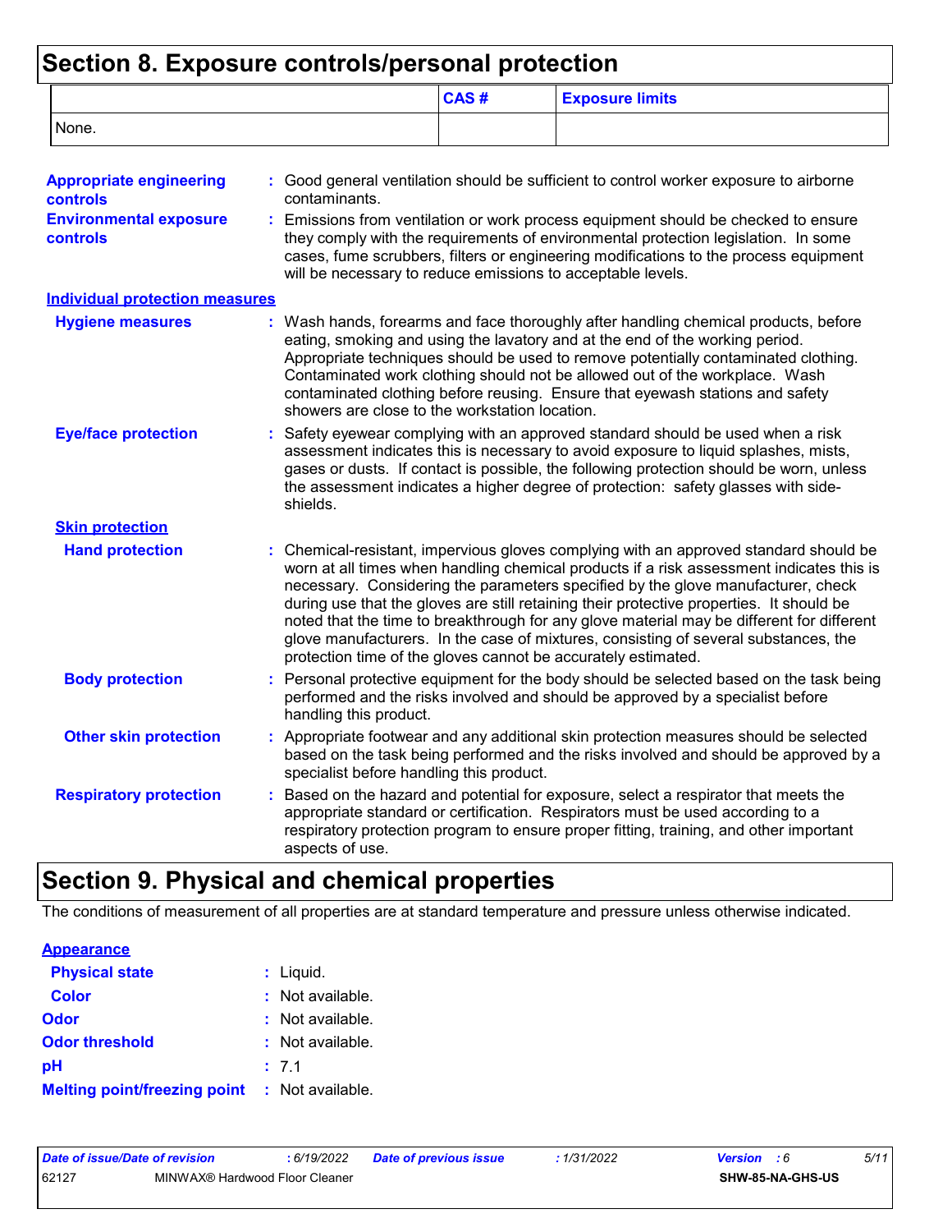## Section 8. Exposure controls/personal protection

| | CAS # | Exposure limits |
|---|---|---|
| None. | | |

**Appropriate engineering controls** : Good general ventilation should be sufficient to control worker exposure to airborne contaminants.

**Environmental exposure controls** : Emissions from ventilation or work process equipment should be checked to ensure they comply with the requirements of environmental protection legislation. In some cases, fume scrubbers, filters or engineering modifications to the process equipment will be necessary to reduce emissions to acceptable levels.

### Individual protection measures

**Hygiene measures** : Wash hands, forearms and face thoroughly after handling chemical products, before eating, smoking and using the lavatory and at the end of the working period. Appropriate techniques should be used to remove potentially contaminated clothing. Contaminated work clothing should not be allowed out of the workplace. Wash contaminated clothing before reusing. Ensure that eyewash stations and safety showers are close to the workstation location.

**Eye/face protection** : Safety eyewear complying with an approved standard should be used when a risk assessment indicates this is necessary to avoid exposure to liquid splashes, mists, gases or dusts. If contact is possible, the following protection should be worn, unless the assessment indicates a higher degree of protection: safety glasses with side-shields.

**Skin protection**

**Hand protection** : Chemical-resistant, impervious gloves complying with an approved standard should be worn at all times when handling chemical products if a risk assessment indicates this is necessary. Considering the parameters specified by the glove manufacturer, check during use that the gloves are still retaining their protective properties. It should be noted that the time to breakthrough for any glove material may be different for different glove manufacturers. In the case of mixtures, consisting of several substances, the protection time of the gloves cannot be accurately estimated.

**Body protection** : Personal protective equipment for the body should be selected based on the task being performed and the risks involved and should be approved by a specialist before handling this product.

**Other skin protection** : Appropriate footwear and any additional skin protection measures should be selected based on the task being performed and the risks involved and should be approved by a specialist before handling this product.

**Respiratory protection** : Based on the hazard and potential for exposure, select a respirator that meets the appropriate standard or certification. Respirators must be used according to a respiratory protection program to ensure proper fitting, training, and other important aspects of use.

## Section 9. Physical and chemical properties

The conditions of measurement of all properties are at standard temperature and pressure unless otherwise indicated.

**Appearance**

**Physical state** : Liquid.

**Color** : Not available.

**Odor** : Not available.

**Odor threshold** : Not available.

**pH** : 7.1

**Melting point/freezing point** : Not available.

*Date of issue/Date of revision* : 6/19/2022 *Date of previous issue* : 1/31/2022 *Version* : 6

62127 MINWAX® Hardwood Floor Cleaner **SHW-85-NA-GHS-US**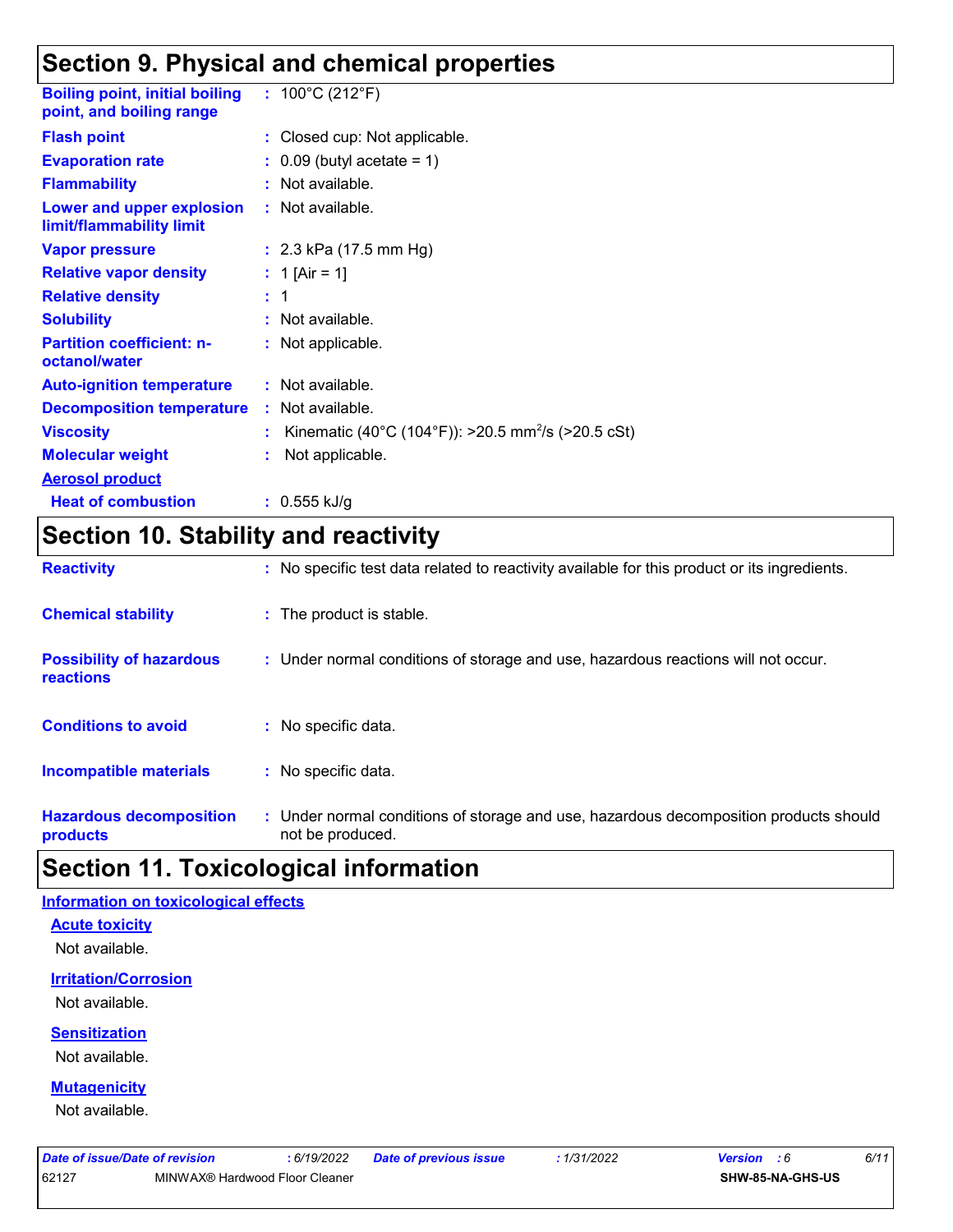## Section 9. Physical and chemical properties

| | |
|---|---|
| **Boiling point, initial boiling point, and boiling range** | : 100°C (212°F) |
| **Flash point** | : Closed cup: Not applicable. |
| **Evaporation rate** | : 0.09 (butyl acetate = 1) |
| **Flammability** | : Not available. |
| **Lower and upper explosion limit/flammability limit** | : Not available. |
| **Vapor pressure** | : 2.3 kPa (17.5 mm Hg) |
| **Relative vapor density** | : 1 [Air = 1] |
| **Relative density** | : 1 |
| **Solubility** | : Not available. |
| **Partition coefficient: n-octanol/water** | : Not applicable. |
| **Auto-ignition temperature** | : Not available. |
| **Decomposition temperature** | : Not available. |
| **Viscosity** | : Kinematic (40°C (104°F)): >20.5 $mm^2/s$ (>20.5 cSt) |
| **Molecular weight** | : Not applicable. |
| **Aerosol product** | |
| **Heat of combustion** | : 0.555 kJ/g |

## Section 10. Stability and reactivity

| | |
|---|---|
| **Reactivity** | : No specific test data related to reactivity available for this product or its ingredients. |
| **Chemical stability** | : The product is stable. |
| **Possibility of hazardous reactions** | : Under normal conditions of storage and use, hazardous reactions will not occur. |
| **Conditions to avoid** | : No specific data. |
| **Incompatible materials** | : No specific data. |
| **Hazardous decomposition products** | : Under normal conditions of storage and use, hazardous decomposition products should not be produced. |

## Section 11. Toxicological information

### Information on toxicological effects

#### Acute toxicity

Not available.

#### Irritation/Corrosion

Not available.

#### Sensitization

Not available.

#### Mutagenicity

Not available.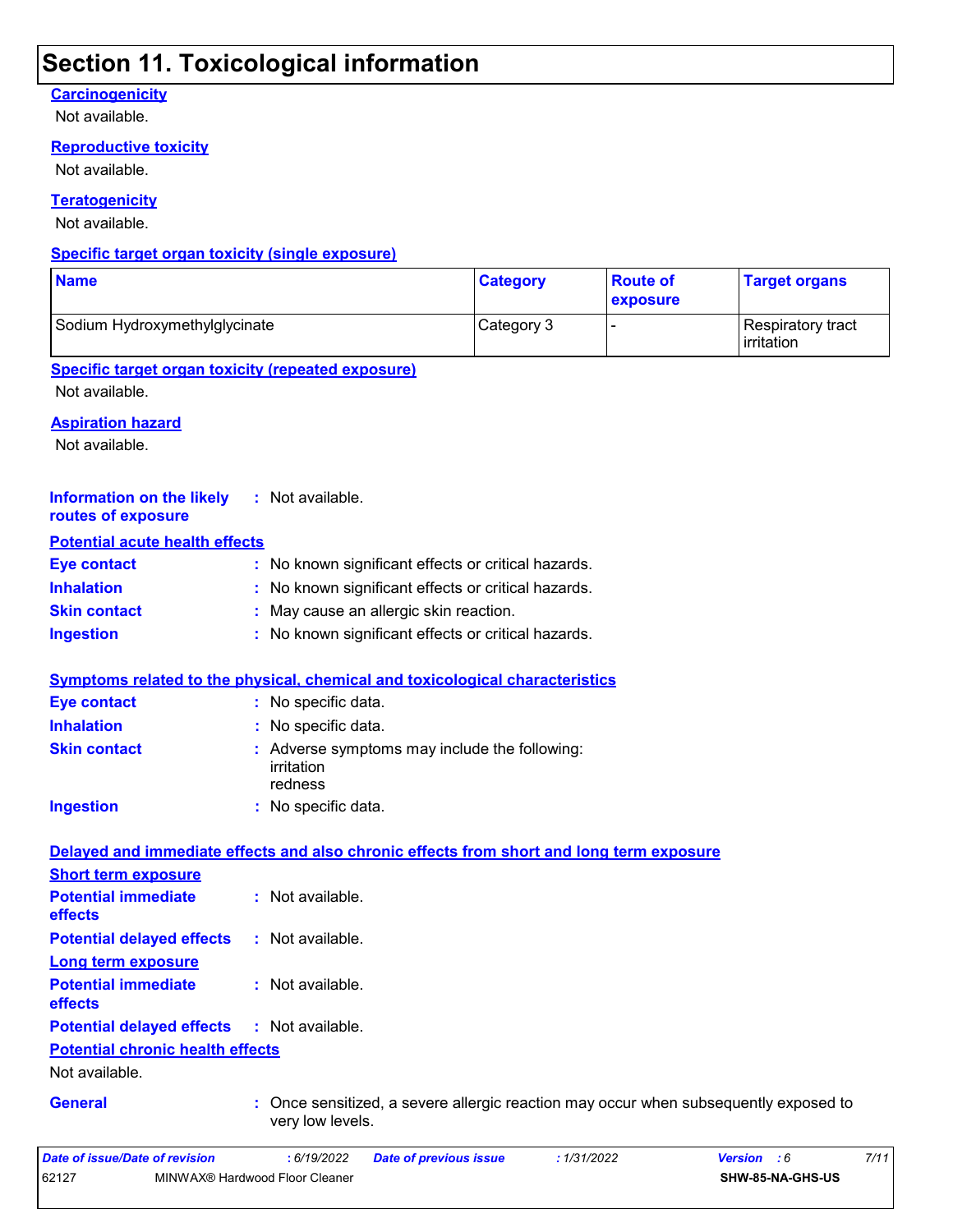# Section 11. Toxicological information

### Carcinogenicity

Not available.

### Reproductive toxicity

Not available.

### Teratogenicity

Not available.

### Specific target organ toxicity (single exposure)

| Name | Category | Route of exposure | Target organs |
| --- | --- | --- | --- |
| Sodium Hydroxymethylglycinate | Category 3 | - | Respiratory tract irritation |

### Specific target organ toxicity (repeated exposure)

Not available.

### Aspiration hazard

Not available.

**Information on the likely routes of exposure** : Not available.

### Potential acute health effects

**Eye contact** : No known significant effects or critical hazards.

**Inhalation** : No known significant effects or critical hazards.

**Skin contact** : May cause an allergic skin reaction.

**Ingestion** : No known significant effects or critical hazards.

### Symptoms related to the physical, chemical and toxicological characteristics

**Eye contact** : No specific data.

**Inhalation** : No specific data.

**Skin contact** : Adverse symptoms may include the following:
irritation
redness

**Ingestion** : No specific data.

### Delayed and immediate effects and also chronic effects from short and long term exposure

#### Short term exposure

**Potential immediate effects** : Not available.

**Potential delayed effects** : Not available.

#### Long term exposure

**Potential immediate effects** : Not available.

**Potential delayed effects** : Not available.

#### Potential chronic health effects

Not available.

**General** : Once sensitized, a severe allergic reaction may occur when subsequently exposed to very low levels.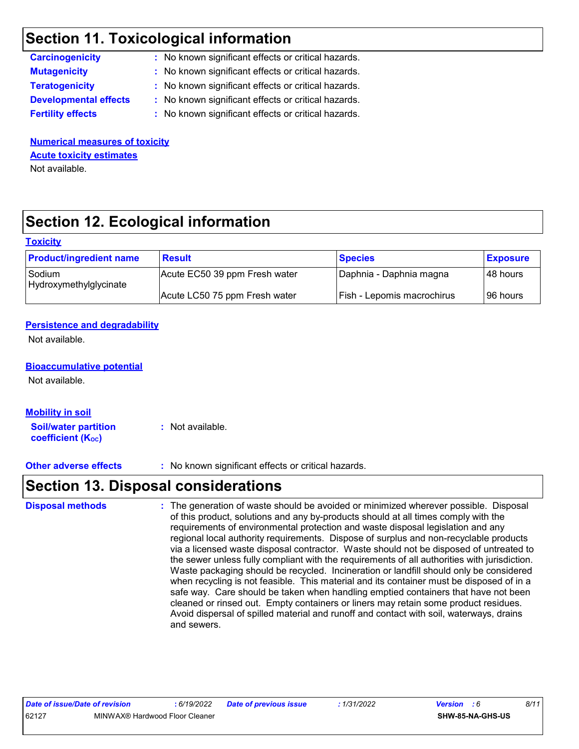# Section 11. Toxicological information

**Carcinogenicity** : No known significant effects or critical hazards.

**Mutagenicity** : No known significant effects or critical hazards.

**Teratogenicity** : No known significant effects or critical hazards.

**Developmental effects** : No known significant effects or critical hazards.

**Fertility effects** : No known significant effects or critical hazards.

**Numerical measures of toxicity**

**Acute toxicity estimates**

Not available.

# Section 12. Ecological information

**Toxicity**

| Product/ingredient name | Result | Species | Exposure |
|---|---|---|---|
| Sodium Hydroxymethylglycinate | Acute EC50 39 ppm Fresh water | Daphnia - Daphnia magna | 48 hours |
| | Acute LC50 75 ppm Fresh water | Fish - Lepomis macrochirus | 96 hours |

**Persistence and degradability**

Not available.

**Bioaccumulative potential**

Not available.

**Mobility in soil**

**Soil/water partition coefficient ($K_{OC}$)** : Not available.

**Other adverse effects** : No known significant effects or critical hazards.

# Section 13. Disposal considerations

**Disposal methods** : The generation of waste should be avoided or minimized wherever possible. Disposal of this product, solutions and any by-products should at all times comply with the requirements of environmental protection and waste disposal legislation and any regional local authority requirements. Dispose of surplus and non-recyclable products via a licensed waste disposal contractor. Waste should not be disposed of untreated to the sewer unless fully compliant with the requirements of all authorities with jurisdiction. Waste packaging should be recycled. Incineration or landfill should only be considered when recycling is not feasible. This material and its container must be disposed of in a safe way. Care should be taken when handling emptied containers that have not been cleaned or rinsed out. Empty containers or liners may retain some product residues. Avoid dispersal of spilled material and runoff and contact with soil, waterways, drains and sewers.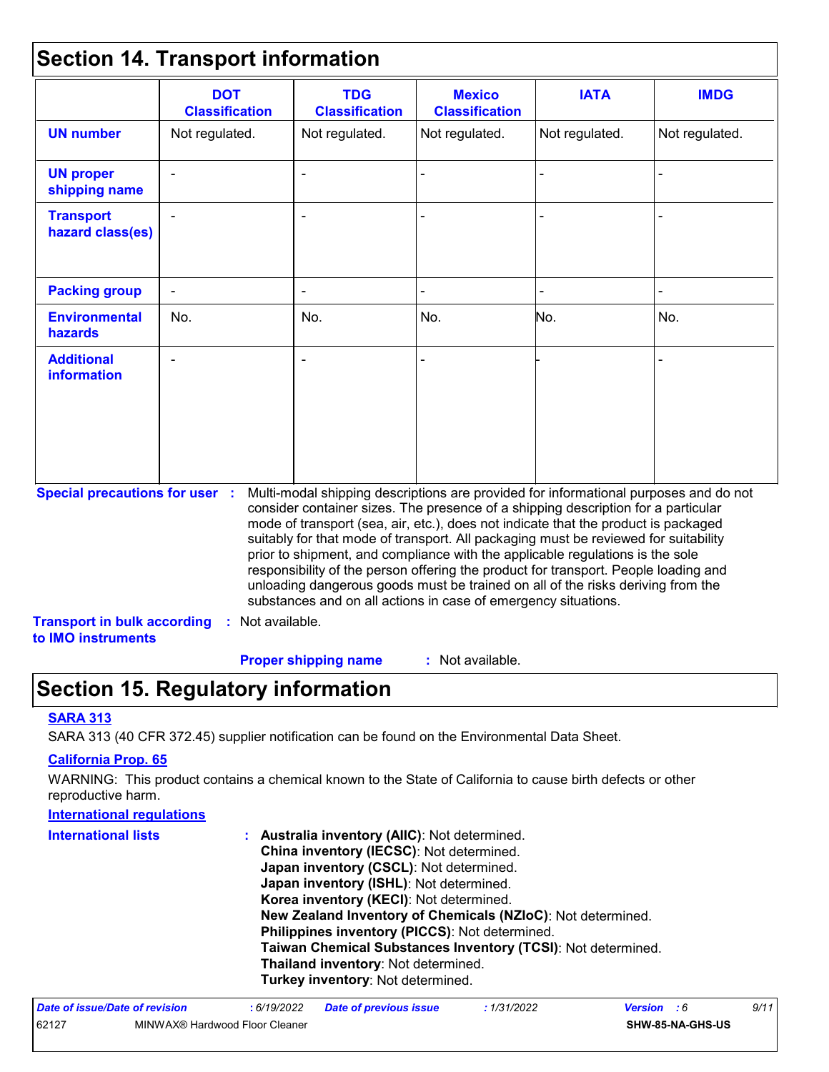## Section 14. Transport information

| | DOT Classification | TDG Classification | Mexico Classification | IATA | IMDG |
|---|---|---|---|---|---|
| **UN number** | Not regulated. | Not regulated. | Not regulated. | Not regulated. | Not regulated. |
| **UN proper shipping name** | - | - | - | - | - |
| **Transport hazard class(es)** | - | - | - | - | - |
| **Packing group** | - | - | - | - | - |
| **Environmental hazards** | No. | No. | No. | No. | No. |
| **Additional information** | - | - | - | - | - |

**Special precautions for user** : Multi-modal shipping descriptions are provided for informational purposes and do not consider container sizes. The presence of a shipping description for a particular mode of transport (sea, air, etc.), does not indicate that the product is packaged suitably for that mode of transport. All packaging must be reviewed for suitability prior to shipment, and compliance with the applicable regulations is the sole responsibility of the person offering the product for transport. People loading and unloading dangerous goods must be trained on all of the risks deriving from the substances and on all actions in case of emergency situations.

**Transport in bulk according to IMO instruments** : Not available.

**Proper shipping name** : Not available.

## Section 15. Regulatory information

### SARA 313

SARA 313 (40 CFR 372.45) supplier notification can be found on the Environmental Data Sheet.

### California Prop. 65

WARNING: This product contains a chemical known to the State of California to cause birth defects or other reproductive harm.

### International regulations

**International lists** :
**Australia inventory (AIIC)**: Not determined.
**China inventory (IECSC)**: Not determined.
**Japan inventory (CSCL)**: Not determined.
**Japan inventory (ISHL)**: Not determined.
**Korea inventory (KECI)**: Not determined.
**New Zealand Inventory of Chemicals (NZIoC)**: Not determined.
**Philippines inventory (PICCS)**: Not determined.
**Taiwan Chemical Substances Inventory (TCSI)**: Not determined.
**Thailand inventory**: Not determined.
**Turkey inventory**: Not determined.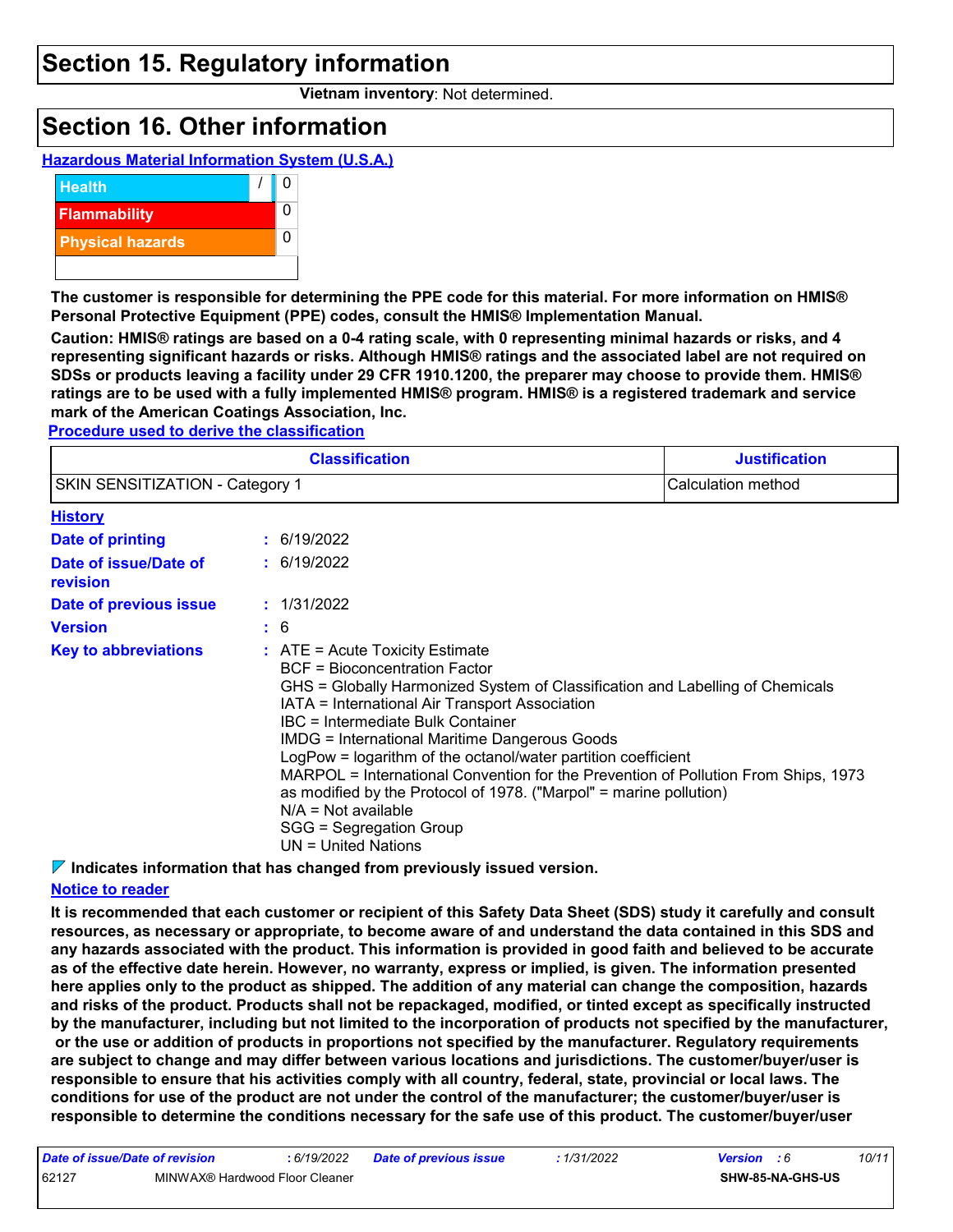# Section 15. Regulatory information

**Vietnam inventory**: Not determined.

# Section 16. Other information

**Hazardous Material Information System (U.S.A.)**

| | | |
|---|---|---|
| Health | / | 0 |
| Flammability | | 0 |
| Physical hazards | | 0 |
| | | |

**The customer is responsible for determining the PPE code for this material. For more information on HMIS® Personal Protective Equipment (PPE) codes, consult the HMIS® Implementation Manual.**

**Caution: HMIS® ratings are based on a 0-4 rating scale, with 0 representing minimal hazards or risks, and 4 representing significant hazards or risks. Although HMIS® ratings and the associated label are not required on SDSs or products leaving a facility under 29 CFR 1910.1200, the preparer may choose to provide them. HMIS® ratings are to be used with a fully implemented HMIS® program. HMIS® is a registered trademark and service mark of the American Coatings Association, Inc.**

**Procedure used to derive the classification**

| Classification | Justification |
|---|---|
| SKIN SENSITIZATION - Category 1 | Calculation method |

**History**

**Date of printing** : 6/19/2022

**Date of issue/Date of revision** : 6/19/2022

**Date of previous issue** : 1/31/2022

**Version** : 6

**Key to abbreviations** :
ATE = Acute Toxicity Estimate
BCF = Bioconcentration Factor
GHS = Globally Harmonized System of Classification and Labelling of Chemicals
IATA = International Air Transport Association
IBC = Intermediate Bulk Container
IMDG = International Maritime Dangerous Goods
LogPow = logarithm of the octanol/water partition coefficient
MARPOL = International Convention for the Prevention of Pollution From Ships, 1973 as modified by the Protocol of 1978. ("Marpol" = marine pollution)
N/A = Not available
SGG = Segregation Group
UN = United Nations

**Indicates information that has changed from previously issued version.**

**Notice to reader**

**It is recommended that each customer or recipient of this Safety Data Sheet (SDS) study it carefully and consult resources, as necessary or appropriate, to become aware of and understand the data contained in this SDS and any hazards associated with the product. This information is provided in good faith and believed to be accurate as of the effective date herein. However, no warranty, express or implied, is given. The information presented here applies only to the product as shipped. The addition of any material can change the composition, hazards and risks of the product. Products shall not be repackaged, modified, or tinted except as specifically instructed by the manufacturer, including but not limited to the incorporation of products not specified by the manufacturer, or the use or addition of products in proportions not specified by the manufacturer. Regulatory requirements are subject to change and may differ between various locations and jurisdictions. The customer/buyer/user is responsible to ensure that his activities comply with all country, federal, state, provincial or local laws. The conditions for use of the product are not under the control of the manufacturer; the customer/buyer/user is responsible to determine the conditions necessary for the safe use of this product. The customer/buyer/user**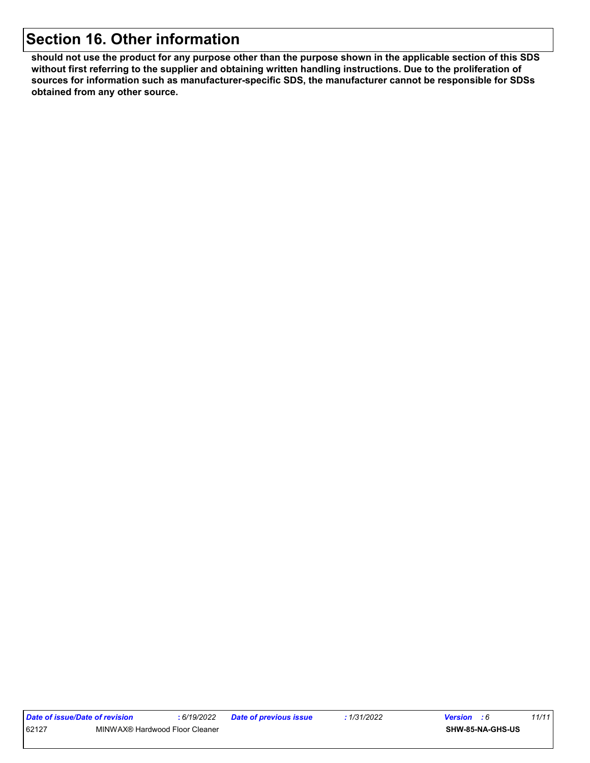## Section 16. Other information

**should not use the product for any purpose other than the purpose shown in the applicable section of this SDS without first referring to the supplier and obtaining written handling instructions. Due to the proliferation of sources for information such as manufacturer-specific SDS, the manufacturer cannot be responsible for SDSs obtained from any other source.**